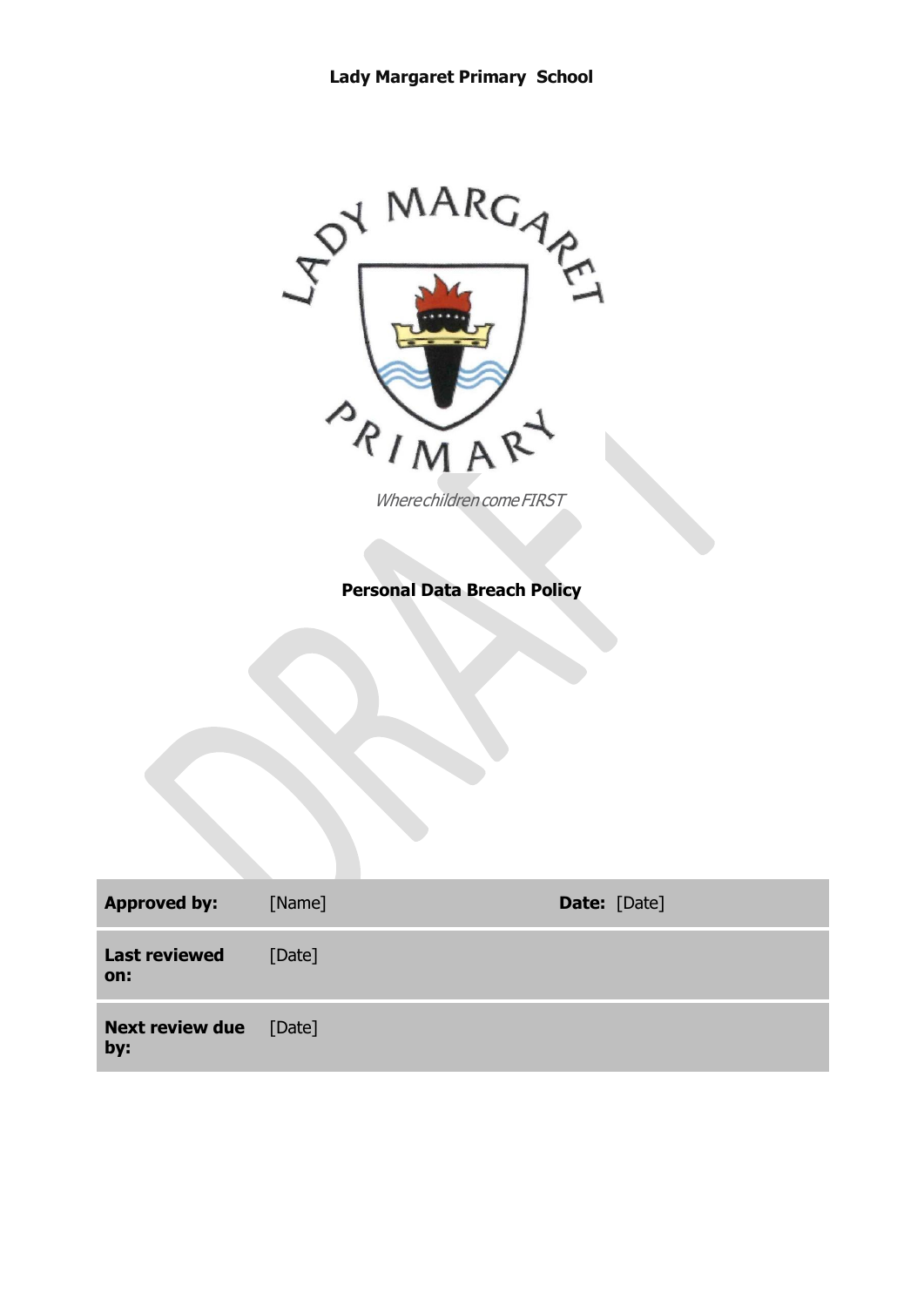**Lady Margaret Primary School**

*Where children come FIRST*

# Personal Data Breach Policy

| **Approved by:** | [Name] | **Date:** [Date] |
| --- | --- | --- |
| **Last reviewed on:** | [Date] | |
| **Next review due by:** | [Date] | |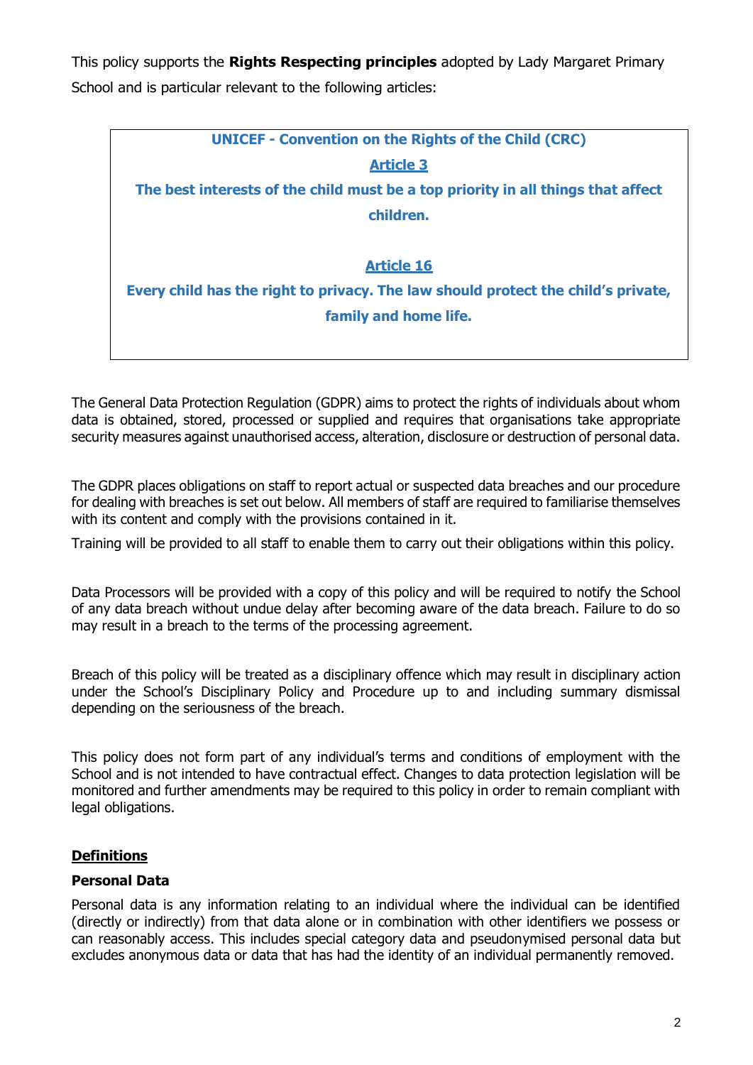This policy supports the **Rights Respecting principles** adopted by Lady Margaret Primary School and is particular relevant to the following articles:

> **UNICEF - Convention on the Rights of the Child (CRC)**
>
> **Article 3**
>
> **The best interests of the child must be a top priority in all things that affect children.**
>
> **Article 16**
>
> **Every child has the right to privacy. The law should protect the child's private, family and home life.**

The General Data Protection Regulation (GDPR) aims to protect the rights of individuals about whom data is obtained, stored, processed or supplied and requires that organisations take appropriate security measures against unauthorised access, alteration, disclosure or destruction of personal data.

The GDPR places obligations on staff to report actual or suspected data breaches and our procedure for dealing with breaches is set out below. All members of staff are required to familiarise themselves with its content and comply with the provisions contained in it.

Training will be provided to all staff to enable them to carry out their obligations within this policy.

Data Processors will be provided with a copy of this policy and will be required to notify the School of any data breach without undue delay after becoming aware of the data breach. Failure to do so may result in a breach to the terms of the processing agreement.

Breach of this policy will be treated as a disciplinary offence which may result in disciplinary action under the School's Disciplinary Policy and Procedure up to and including summary dismissal depending on the seriousness of the breach.

This policy does not form part of any individual's terms and conditions of employment with the School and is not intended to have contractual effect. Changes to data protection legislation will be monitored and further amendments may be required to this policy in order to remain compliant with legal obligations.

## Definitions

### Personal Data

Personal data is any information relating to an individual where the individual can be identified (directly or indirectly) from that data alone or in combination with other identifiers we possess or can reasonably access. This includes special category data and pseudonymised personal data but excludes anonymous data or data that has had the identity of an individual permanently removed.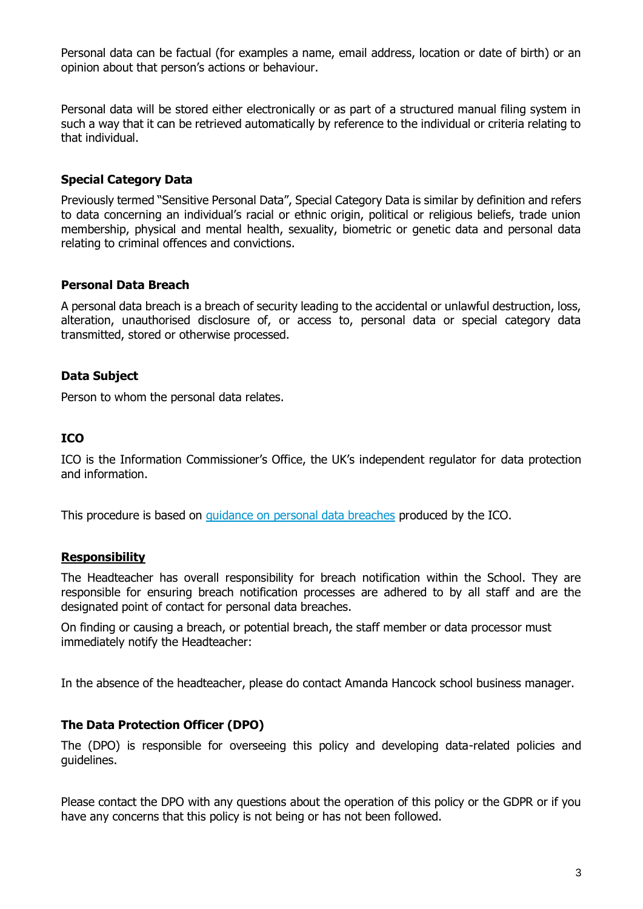Personal data can be factual (for examples a name, email address, location or date of birth) or an opinion about that person's actions or behaviour.

Personal data will be stored either electronically or as part of a structured manual filing system in such a way that it can be retrieved automatically by reference to the individual or criteria relating to that individual.

### Special Category Data

Previously termed "Sensitive Personal Data", Special Category Data is similar by definition and refers to data concerning an individual's racial or ethnic origin, political or religious beliefs, trade union membership, physical and mental health, sexuality, biometric or genetic data and personal data relating to criminal offences and convictions.

### Personal Data Breach

A personal data breach is a breach of security leading to the accidental or unlawful destruction, loss, alteration, unauthorised disclosure of, or access to, personal data or special category data transmitted, stored or otherwise processed.

### Data Subject

Person to whom the personal data relates.

### ICO

ICO is the Information Commissioner's Office, the UK's independent regulator for data protection and information.

This procedure is based on [guidance on personal data breaches]() produced by the ICO.

## Responsibility

The Headteacher has overall responsibility for breach notification within the School. They are responsible for ensuring breach notification processes are adhered to by all staff and are the designated point of contact for personal data breaches.

On finding or causing a breach, or potential breach, the staff member or data processor must immediately notify the Headteacher:

In the absence of the headteacher, please do contact Amanda Hancock school business manager.

### The Data Protection Officer (DPO)

The (DPO) is responsible for overseeing this policy and developing data-related policies and guidelines.

Please contact the DPO with any questions about the operation of this policy or the GDPR or if you have any concerns that this policy is not being or has not been followed.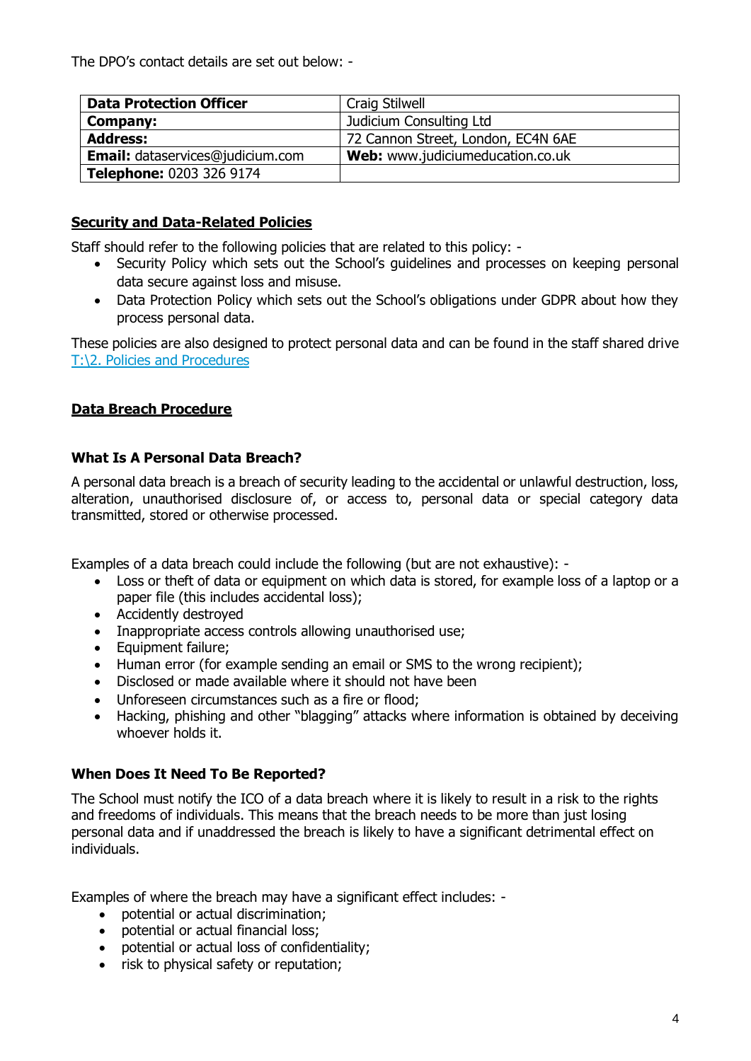The DPO's contact details are set out below: -

| **Data Protection Officer** | Craig Stilwell |
|---|---|
| **Company:** | Judicium Consulting Ltd |
| **Address:** | 72 Cannon Street, London, EC4N 6AE |
| **Email:** dataservices@judicium.com | **Web:** www.judiciumeducation.co.uk |
| **Telephone:** 0203 326 9174 | |

## Security and Data-Related Policies

Staff should refer to the following policies that are related to this policy: -

- Security Policy which sets out the School's guidelines and processes on keeping personal data secure against loss and misuse.
- Data Protection Policy which sets out the School's obligations under GDPR about how they process personal data.

These policies are also designed to protect personal data and can be found in the staff shared drive [T:\2. Policies and Procedures]

## Data Breach Procedure

### What Is A Personal Data Breach?

A personal data breach is a breach of security leading to the accidental or unlawful destruction, loss, alteration, unauthorised disclosure of, or access to, personal data or special category data transmitted, stored or otherwise processed.

Examples of a data breach could include the following (but are not exhaustive): -

- Loss or theft of data or equipment on which data is stored, for example loss of a laptop or a paper file (this includes accidental loss);
- Accidently destroyed
- Inappropriate access controls allowing unauthorised use;
- Equipment failure;
- Human error (for example sending an email or SMS to the wrong recipient);
- Disclosed or made available where it should not have been
- Unforeseen circumstances such as a fire or flood;
- Hacking, phishing and other "blagging" attacks where information is obtained by deceiving whoever holds it.

### When Does It Need To Be Reported?

The School must notify the ICO of a data breach where it is likely to result in a risk to the rights and freedoms of individuals. This means that the breach needs to be more than just losing personal data and if unaddressed the breach is likely to have a significant detrimental effect on individuals.

Examples of where the breach may have a significant effect includes: -

- potential or actual discrimination;
- potential or actual financial loss;
- potential or actual loss of confidentiality;
- risk to physical safety or reputation;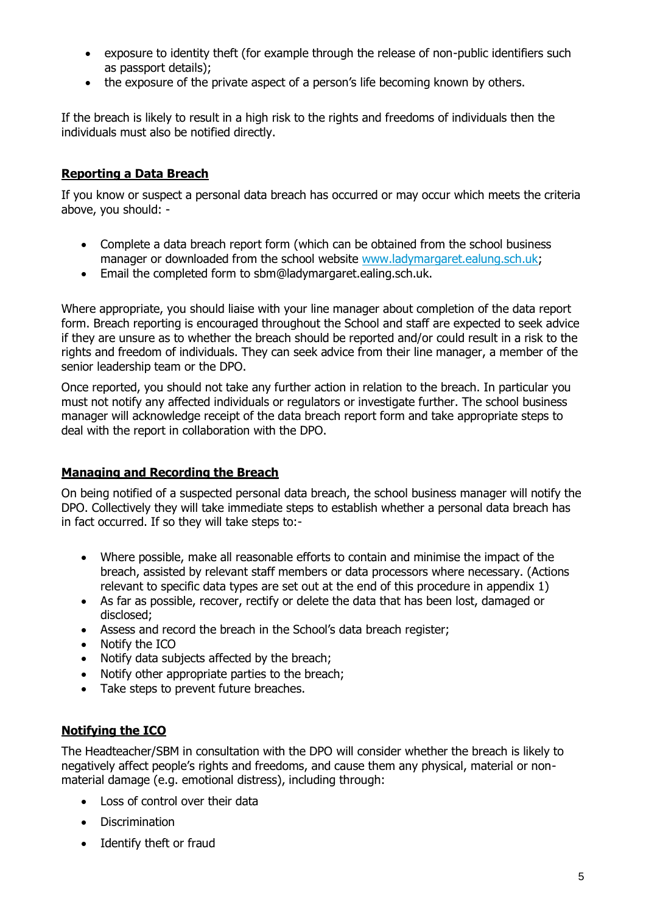- exposure to identity theft (for example through the release of non-public identifiers such as passport details);
- the exposure of the private aspect of a person's life becoming known by others.

If the breach is likely to result in a high risk to the rights and freedoms of individuals then the individuals must also be notified directly.

## Reporting a Data Breach

If you know or suspect a personal data breach has occurred or may occur which meets the criteria above, you should: -

- Complete a data breach report form (which can be obtained from the school business manager or downloaded from the school website www.ladymargaret.ealung.sch.uk;
- Email the completed form to sbm@ladymargaret.ealing.sch.uk.

Where appropriate, you should liaise with your line manager about completion of the data report form. Breach reporting is encouraged throughout the School and staff are expected to seek advice if they are unsure as to whether the breach should be reported and/or could result in a risk to the rights and freedom of individuals. They can seek advice from their line manager, a member of the senior leadership team or the DPO.

Once reported, you should not take any further action in relation to the breach. In particular you must not notify any affected individuals or regulators or investigate further. The school business manager will acknowledge receipt of the data breach report form and take appropriate steps to deal with the report in collaboration with the DPO.

## Managing and Recording the Breach

On being notified of a suspected personal data breach, the school business manager will notify the DPO. Collectively they will take immediate steps to establish whether a personal data breach has in fact occurred. If so they will take steps to:-

- Where possible, make all reasonable efforts to contain and minimise the impact of the breach, assisted by relevant staff members or data processors where necessary. (Actions relevant to specific data types are set out at the end of this procedure in appendix 1)
- As far as possible, recover, rectify or delete the data that has been lost, damaged or disclosed;
- Assess and record the breach in the School's data breach register;
- Notify the ICO
- Notify data subjects affected by the breach;
- Notify other appropriate parties to the breach;
- Take steps to prevent future breaches.

## Notifying the ICO

The Headteacher/SBM in consultation with the DPO will consider whether the breach is likely to negatively affect people's rights and freedoms, and cause them any physical, material or non-material damage (e.g. emotional distress), including through:

- Loss of control over their data
- Discrimination
- Identify theft or fraud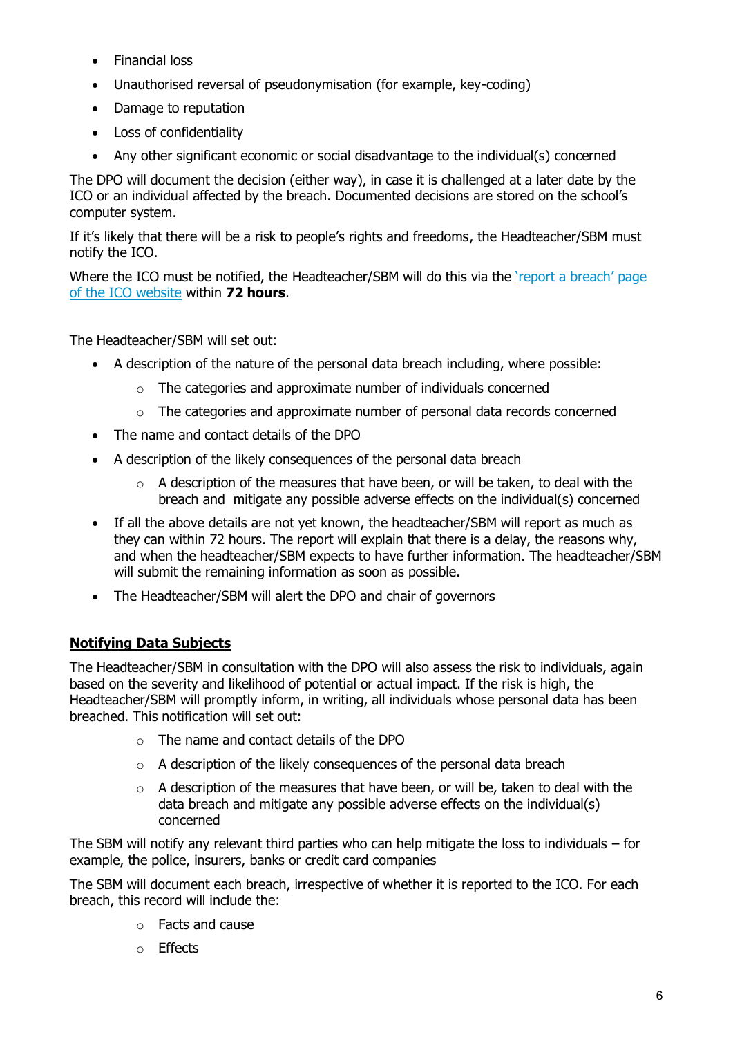- Financial loss
- Unauthorised reversal of pseudonymisation (for example, key-coding)
- Damage to reputation
- Loss of confidentiality
- Any other significant economic or social disadvantage to the individual(s) concerned

The DPO will document the decision (either way), in case it is challenged at a later date by the ICO or an individual affected by the breach. Documented decisions are stored on the school's computer system.

If it's likely that there will be a risk to people's rights and freedoms, the Headteacher/SBM must notify the ICO.

Where the ICO must be notified, the Headteacher/SBM will do this via the ['report a breach' page of the ICO website]() within **72 hours**.

The Headteacher/SBM will set out:

- A description of the nature of the personal data breach including, where possible:
    - The categories and approximate number of individuals concerned
    - The categories and approximate number of personal data records concerned
- The name and contact details of the DPO
- A description of the likely consequences of the personal data breach
    - A description of the measures that have been, or will be taken, to deal with the breach and mitigate any possible adverse effects on the individual(s) concerned
- If all the above details are not yet known, the headteacher/SBM will report as much as they can within 72 hours. The report will explain that there is a delay, the reasons why, and when the headteacher/SBM expects to have further information. The headteacher/SBM will submit the remaining information as soon as possible.
- The Headteacher/SBM will alert the DPO and chair of governors

**Notifying Data Subjects**

The Headteacher/SBM in consultation with the DPO will also assess the risk to individuals, again based on the severity and likelihood of potential or actual impact. If the risk is high, the Headteacher/SBM will promptly inform, in writing, all individuals whose personal data has been breached. This notification will set out:

- The name and contact details of the DPO
- A description of the likely consequences of the personal data breach
- A description of the measures that have been, or will be, taken to deal with the data breach and mitigate any possible adverse effects on the individual(s) concerned

The SBM will notify any relevant third parties who can help mitigate the loss to individuals – for example, the police, insurers, banks or credit card companies

The SBM will document each breach, irrespective of whether it is reported to the ICO. For each breach, this record will include the:

- Facts and cause
- Effects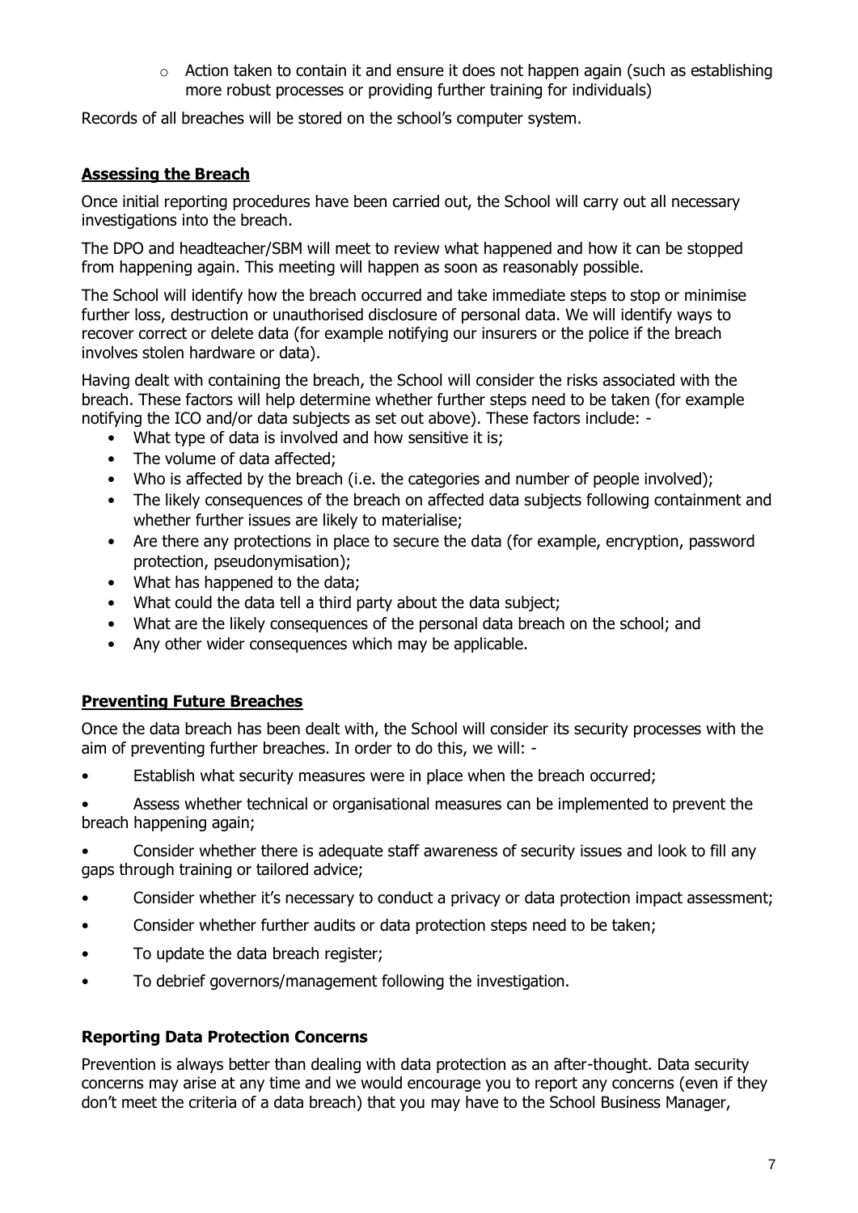- Action taken to contain it and ensure it does not happen again (such as establishing more robust processes or providing further training for individuals)

Records of all breaches will be stored on the school's computer system.

## Assessing the Breach

Once initial reporting procedures have been carried out, the School will carry out all necessary investigations into the breach.

The DPO and headteacher/SBM will meet to review what happened and how it can be stopped from happening again. This meeting will happen as soon as reasonably possible.

The School will identify how the breach occurred and take immediate steps to stop or minimise further loss, destruction or unauthorised disclosure of personal data. We will identify ways to recover correct or delete data (for example notifying our insurers or the police if the breach involves stolen hardware or data).

Having dealt with containing the breach, the School will consider the risks associated with the breach. These factors will help determine whether further steps need to be taken (for example notifying the ICO and/or data subjects as set out above). These factors include: -

- What type of data is involved and how sensitive it is;
- The volume of data affected;
- Who is affected by the breach (i.e. the categories and number of people involved);
- The likely consequences of the breach on affected data subjects following containment and whether further issues are likely to materialise;
- Are there any protections in place to secure the data (for example, encryption, password protection, pseudonymisation);
- What has happened to the data;
- What could the data tell a third party about the data subject;
- What are the likely consequences of the personal data breach on the school; and
- Any other wider consequences which may be applicable.

## Preventing Future Breaches

Once the data breach has been dealt with, the School will consider its security processes with the aim of preventing further breaches. In order to do this, we will: -

- Establish what security measures were in place when the breach occurred;
- Assess whether technical or organisational measures can be implemented to prevent the breach happening again;
- Consider whether there is adequate staff awareness of security issues and look to fill any gaps through training or tailored advice;
- Consider whether it's necessary to conduct a privacy or data protection impact assessment;
- Consider whether further audits or data protection steps need to be taken;
- To update the data breach register;
- To debrief governors/management following the investigation.

## Reporting Data Protection Concerns

Prevention is always better than dealing with data protection as an after-thought. Data security concerns may arise at any time and we would encourage you to report any concerns (even if they don't meet the criteria of a data breach) that you may have to the School Business Manager,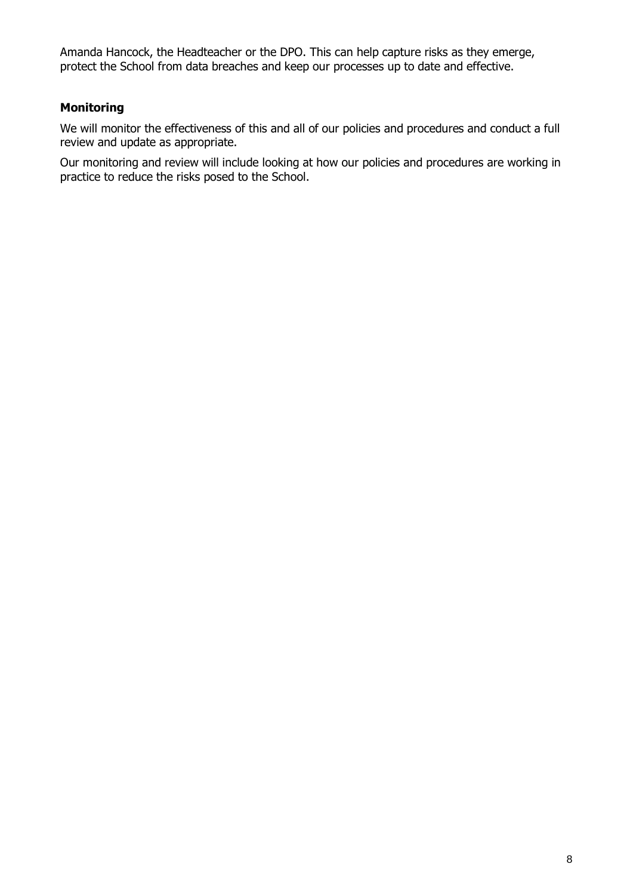Amanda Hancock, the Headteacher or the DPO. This can help capture risks as they emerge, protect the School from data breaches and keep our processes up to date and effective.

**Monitoring**

We will monitor the effectiveness of this and all of our policies and procedures and conduct a full review and update as appropriate.

Our monitoring and review will include looking at how our policies and procedures are working in practice to reduce the risks posed to the School.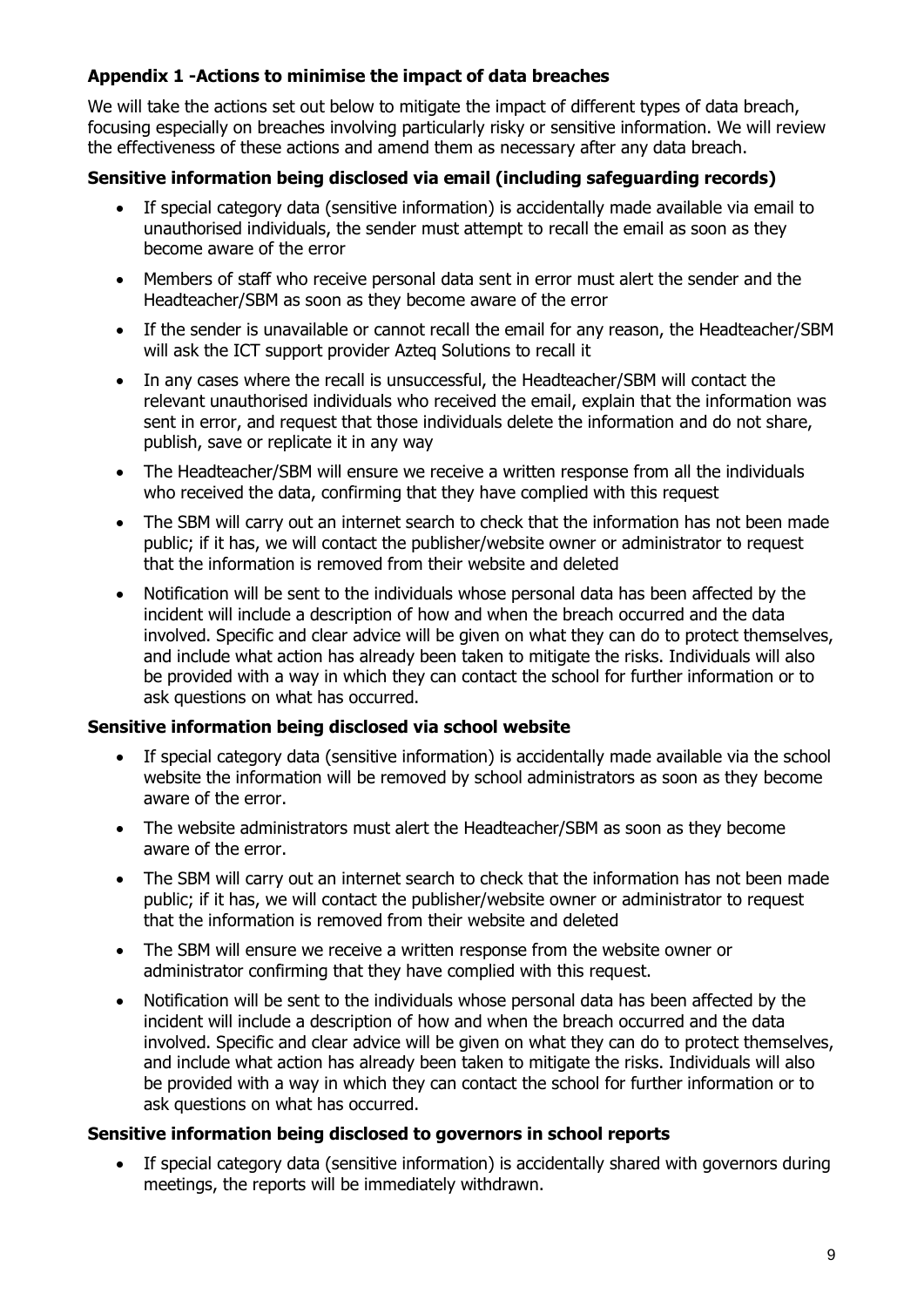### Appendix 1 -Actions to minimise the impact of data breaches

We will take the actions set out below to mitigate the impact of different types of data breach, focusing especially on breaches involving particularly risky or sensitive information. We will review the effectiveness of these actions and amend them as necessary after any data breach.

#### Sensitive information being disclosed via email (including safeguarding records)

- If special category data (sensitive information) is accidentally made available via email to unauthorised individuals, the sender must attempt to recall the email as soon as they become aware of the error
- Members of staff who receive personal data sent in error must alert the sender and the Headteacher/SBM as soon as they become aware of the error
- If the sender is unavailable or cannot recall the email for any reason, the Headteacher/SBM will ask the ICT support provider Azteq Solutions to recall it
- In any cases where the recall is unsuccessful, the Headteacher/SBM will contact the relevant unauthorised individuals who received the email, explain that the information was sent in error, and request that those individuals delete the information and do not share, publish, save or replicate it in any way
- The Headteacher/SBM will ensure we receive a written response from all the individuals who received the data, confirming that they have complied with this request
- The SBM will carry out an internet search to check that the information has not been made public; if it has, we will contact the publisher/website owner or administrator to request that the information is removed from their website and deleted
- Notification will be sent to the individuals whose personal data has been affected by the incident will include a description of how and when the breach occurred and the data involved. Specific and clear advice will be given on what they can do to protect themselves, and include what action has already been taken to mitigate the risks. Individuals will also be provided with a way in which they can contact the school for further information or to ask questions on what has occurred.

#### Sensitive information being disclosed via school website

- If special category data (sensitive information) is accidentally made available via the school website the information will be removed by school administrators as soon as they become aware of the error.
- The website administrators must alert the Headteacher/SBM as soon as they become aware of the error.
- The SBM will carry out an internet search to check that the information has not been made public; if it has, we will contact the publisher/website owner or administrator to request that the information is removed from their website and deleted
- The SBM will ensure we receive a written response from the website owner or administrator confirming that they have complied with this request.
- Notification will be sent to the individuals whose personal data has been affected by the incident will include a description of how and when the breach occurred and the data involved. Specific and clear advice will be given on what they can do to protect themselves, and include what action has already been taken to mitigate the risks. Individuals will also be provided with a way in which they can contact the school for further information or to ask questions on what has occurred.

#### Sensitive information being disclosed to governors in school reports

- If special category data (sensitive information) is accidentally shared with governors during meetings, the reports will be immediately withdrawn.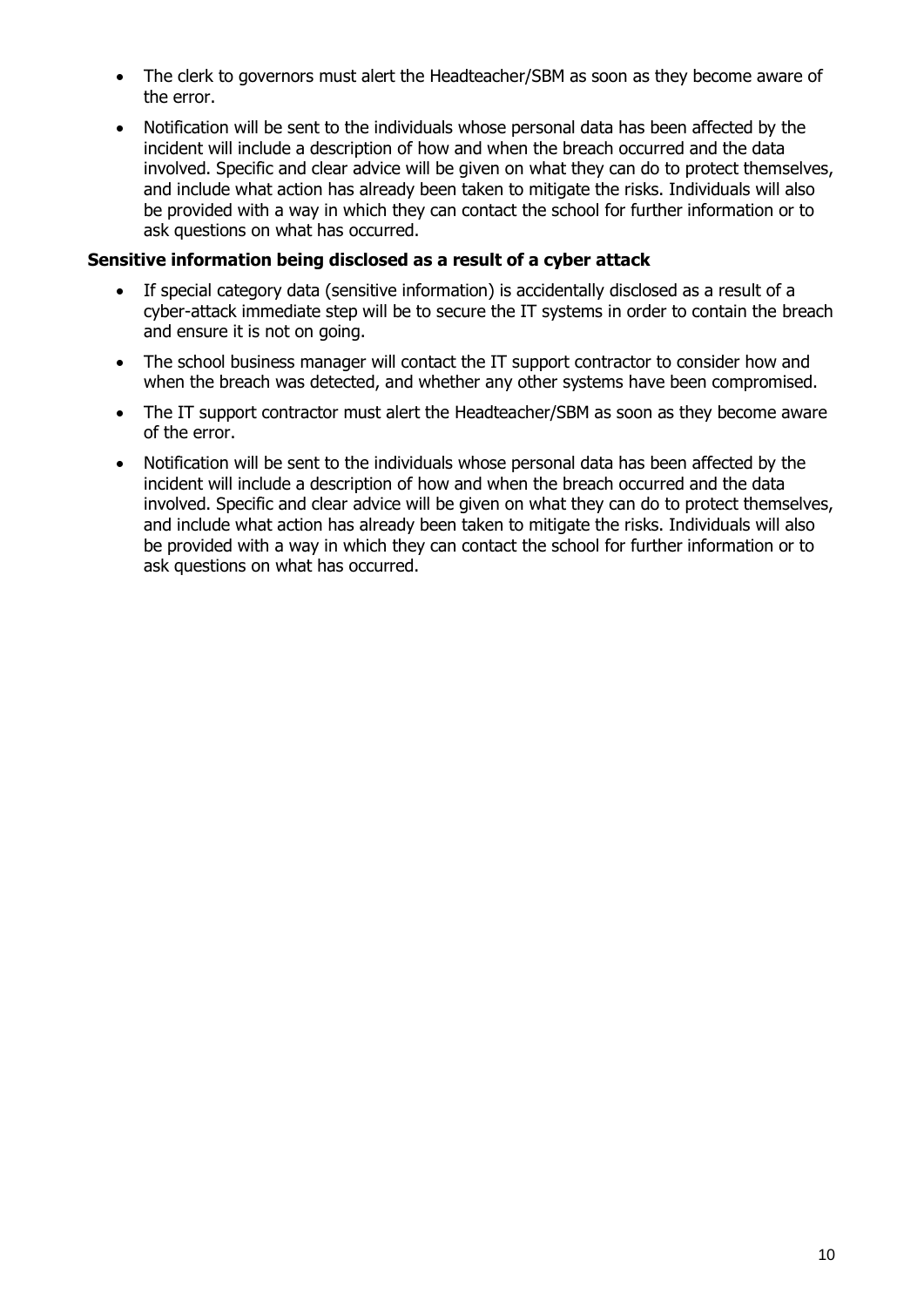- The clerk to governors must alert the Headteacher/SBM as soon as they become aware of the error.
- Notification will be sent to the individuals whose personal data has been affected by the incident will include a description of how and when the breach occurred and the data involved. Specific and clear advice will be given on what they can do to protect themselves, and include what action has already been taken to mitigate the risks. Individuals will also be provided with a way in which they can contact the school for further information or to ask questions on what has occurred.

**Sensitive information being disclosed as a result of a cyber attack**

- If special category data (sensitive information) is accidentally disclosed as a result of a cyber-attack immediate step will be to secure the IT systems in order to contain the breach and ensure it is not on going.
- The school business manager will contact the IT support contractor to consider how and when the breach was detected, and whether any other systems have been compromised.
- The IT support contractor must alert the Headteacher/SBM as soon as they become aware of the error.
- Notification will be sent to the individuals whose personal data has been affected by the incident will include a description of how and when the breach occurred and the data involved. Specific and clear advice will be given on what they can do to protect themselves, and include what action has already been taken to mitigate the risks. Individuals will also be provided with a way in which they can contact the school for further information or to ask questions on what has occurred.